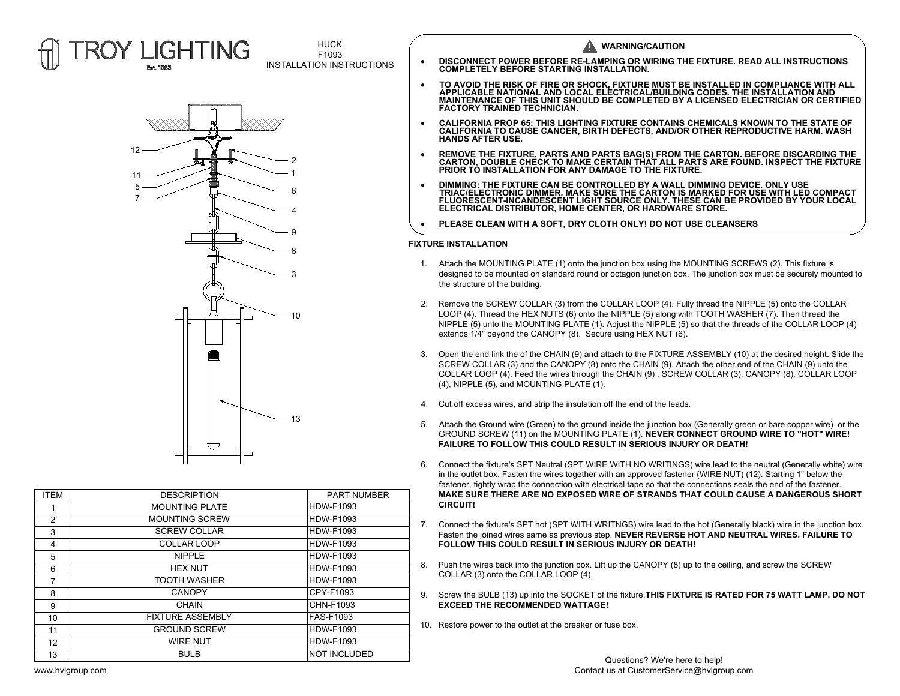# TROY LIGHTING

Est. 1963

HUCK
F1093
INSTALLATION INSTRUCTIONS

| ITEM | DESCRIPTION | PART NUMBER |
|---|---|---|
| 1 | MOUNTING PLATE | HDW-F1093 |
| 2 | MOUNTING SCREW | HDW-F1093 |
| 3 | SCREW COLLAR | HDW-F1093 |
| 4 | COLLAR LOOP | HDW-F1093 |
| 5 | NIPPLE | HDW-F1093 |
| 6 | HEX NUT | HDW-F1093 |
| 7 | TOOTH WASHER | HDW-F1093 |
| 8 | CANOPY | CPY-F1093 |
| 9 | CHAIN | CHN-F1093 |
| 10 | FIXTURE ASSEMBLY | FAS-F1093 |
| 11 | GROUND SCREW | HDW-F1093 |
| 12 | WIRE NUT | HDW-F1093 |
| 13 | BULB | NOT INCLUDED |

www.hvlgroup.com

## WARNING/CAUTION

- **DISCONNECT POWER BEFORE RE-LAMPING OR WIRING THE FIXTURE. READ ALL INSTRUCTIONS COMPLETELY BEFORE STARTING INSTALLATION.**
- **TO AVOID THE RISK OF FIRE OR SHOCK, FIXTURE MUST BE INSTALLED IN COMPLIANCE WITH ALL APPLICABLE NATIONAL AND LOCAL ELECTRICAL/BUILDING CODES. THE INSTALLATION AND MAINTENANCE OF THIS UNIT SHOULD BE COMPLETED BY A LICENSED ELECTRICIAN OR CERTIFIED FACTORY TRAINED TECHNICIAN.**
- **CALIFORNIA PROP 65: THIS LIGHTING FIXTURE CONTAINS CHEMICALS KNOWN TO THE STATE OF CALIFORNIA TO CAUSE CANCER, BIRTH DEFECTS, AND/OR OTHER REPRODUCTIVE HARM. WASH HANDS AFTER USE.**
- **REMOVE THE FIXTURE, PARTS AND PARTS BAG(S) FROM THE CARTON. BEFORE DISCARDING THE CARTON, DOUBLE CHECK TO MAKE CERTAIN THAT ALL PARTS ARE FOUND. INSPECT THE FIXTURE PRIOR TO INSTALLATION FOR ANY DAMAGE TO THE FIXTURE.**
- **DIMMING: THE FIXTURE CAN BE CONTROLLED BY A WALL DIMMING DEVICE. ONLY USE TRIAC/ELECTRONIC DIMMER. MAKE SURE THE CARTON IS MARKED FOR USE WITH LED COMPACT FLUORESCENT-INCANDESCENT LIGHT SOURCE ONLY. THESE CAN BE PROVIDED BY YOUR LOCAL ELECTRICAL DISTRIBUTOR, HOME CENTER, OR HARDWARE STORE.**
- **PLEASE CLEAN WITH A SOFT, DRY CLOTH ONLY! DO NOT USE CLEANSERS**

**FIXTURE INSTALLATION**

1. Attach the MOUNTING PLATE (1) onto the junction box using the MOUNTING SCREWS (2). This fixture is designed to be mounted on standard round or octagon junction box. The junction box must be securely mounted to the structure of the building.
2. Remove the SCREW COLLAR (3) from the COLLAR LOOP (4). Fully thread the NIPPLE (5) onto the COLLAR LOOP (4). Thread the HEX NUTS (6) onto the NIPPLE (5) along with TOOTH WASHER (7). Then thread the NIPPLE (5) unto the MOUNTING PLATE (1). Adjust the NIPPLE (5) so that the threads of the COLLAR LOOP (4) extends 1/4" beyond the CANOPY (8). Secure using HEX NUT (6).
3. Open the end link the of the CHAIN (9) and attach to the FIXTURE ASSEMBLY (10) at the desired height. Slide the SCREW COLLAR (3) and the CANOPY (8) onto the CHAIN (9). Attach the other end of the CHAIN (9) unto the COLLAR LOOP (4). Feed the wires through the CHAIN (9) , SCREW COLLAR (3), CANOPY (8), COLLAR LOOP (4), NIPPLE (5), and MOUNTING PLATE (1).
4. Cut off excess wires, and strip the insulation off the end of the leads.
5. Attach the Ground wire (Green) to the ground inside the junction box (Generally green or bare copper wire) or the GROUND SCREW (11) on the MOUNTING PLATE (1). **NEVER CONNECT GROUND WIRE TO "HOT" WIRE! FAILURE TO FOLLOW THIS COULD RESULT IN SERIOUS INJURY OR DEATH!**
6. Connect the fixture's SPT Neutral (SPT WIRE WITH NO WRITINGS) wire lead to the neutral (Generally white) wire in the outlet box. Fasten the wires together with an approved fastener (WIRE NUT) (12). Starting 1" below the fastener, tightly wrap the connection with electrical tape so that the connections seals the end of the fastener. **MAKE SURE THERE ARE NO EXPOSED WIRE OF STRANDS THAT COULD CAUSE A DANGEROUS SHORT CIRCUIT!**
7. Connect the fixture's SPT hot (SPT WITH WRITNGS) wire lead to the hot (Generally black) wire in the junction box. Fasten the joined wires same as previous step. **NEVER REVERSE HOT AND NEUTRAL WIRES. FAILURE TO FOLLOW THIS COULD RESULT IN SERIOUS INJURY OR DEATH!**
8. Push the wires back into the junction box. Lift up the CANOPY (8) up to the ceiling, and screw the SCREW COLLAR (3) onto the COLLAR LOOP (4).
9. Screw the BULB (13) up into the SOCKET of the fixture.**THIS FIXTURE IS RATED FOR 75 WATT LAMP. DO NOT EXCEED THE RECOMMENDED WATTAGE!**
10. Restore power to the outlet at the breaker or fuse box.

Questions? We're here to help!
Contact us at CustomerService@hvlgroup.com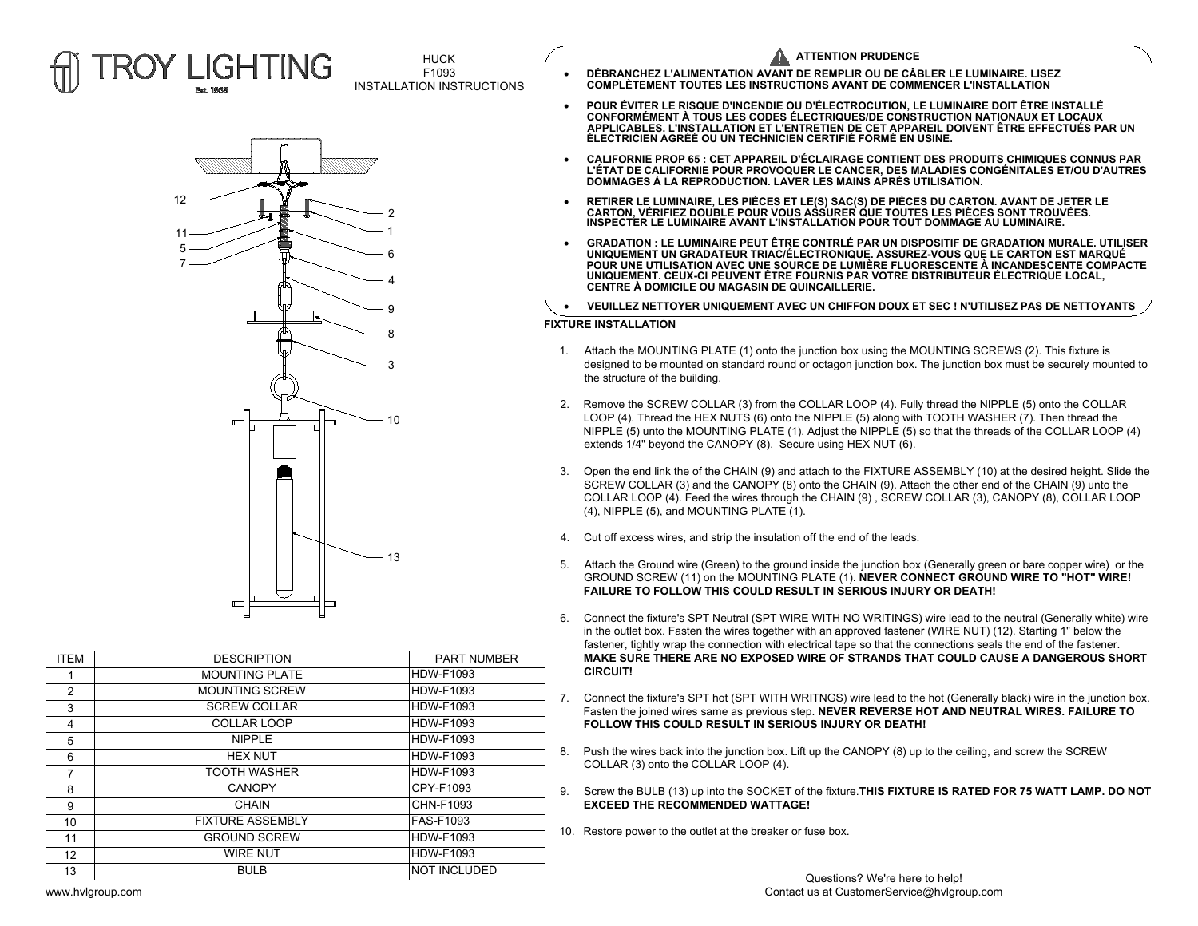# TROY LIGHTING

Est. 1963

HUCK
F1093
INSTALLATION INSTRUCTIONS

12
11
5
7
2
1
6
4
9
8
3
10
13

| ITEM | DESCRIPTION | PART NUMBER |
|---|---|---|
| 1 | MOUNTING PLATE | HDW-F1093 |
| 2 | MOUNTING SCREW | HDW-F1093 |
| 3 | SCREW COLLAR | HDW-F1093 |
| 4 | COLLAR LOOP | HDW-F1093 |
| 5 | NIPPLE | HDW-F1093 |
| 6 | HEX NUT | HDW-F1093 |
| 7 | TOOTH WASHER | HDW-F1093 |
| 8 | CANOPY | CPY-F1093 |
| 9 | CHAIN | CHN-F1093 |
| 10 | FIXTURE ASSEMBLY | FAS-F1093 |
| 11 | GROUND SCREW | HDW-F1093 |
| 12 | WIRE NUT | HDW-F1093 |
| 13 | BULB | NOT INCLUDED |

www.hvlgroup.com

**ATTENTION PRUDENCE**

- **DÉBRANCHEZ L'ALIMENTATION AVANT DE REMPLIR OU DE CÂBLER LE LUMINAIRE. LISEZ COMPLÈTEMENT TOUTES LES INSTRUCTIONS AVANT DE COMMENCER L'INSTALLATION**
- **POUR ÉVITER LE RISQUE D'INCENDIE OU D'ÉLECTROCUTION, LE LUMINAIRE DOIT ÊTRE INSTALLÉ CONFORMÉMENT À TOUS LES CODES ÉLECTRIQUES/DE CONSTRUCTION NATIONAUX ET LOCAUX APPLICABLES. L'INSTALLATION ET L'ENTRETIEN DE CET APPAREIL DOIVENT ÊTRE EFFECTUÉS PAR UN ÉLECTRICIEN AGRÉÉ OU UN TECHNICIEN CERTIFIÉ FORMÉ EN USINE.**
- **CALIFORNIE PROP 65 : CET APPAREIL D'ÉCLAIRAGE CONTIENT DES PRODUITS CHIMIQUES CONNUS PAR L'ÉTAT DE CALIFORNIE POUR PROVOQUER LE CANCER, DES MALADIES CONGÉNITALES ET/OU D'AUTRES DOMMAGES À LA REPRODUCTION. LAVER LES MAINS APRÈS UTILISATION.**
- **RETIRER LE LUMINAIRE, LES PIÈCES ET LE(S) SAC(S) DE PIÈCES DU CARTON. AVANT DE JETER LE CARTON, VÉRIFIEZ DOUBLE POUR VOUS ASSURER QUE TOUTES LES PIÈCES SONT TROUVÉES. INSPECTER LE LUMINAIRE AVANT L'INSTALLATION POUR TOUT DOMMAGE AU LUMINAIRE.**
- **GRADATION : LE LUMINAIRE PEUT ÊTRE CONTRLÉ PAR UN DISPOSITIF DE GRADATION MURALE. UTILISER UNIQUEMENT UN GRADATEUR TRIAC/ÉLECTRONIQUE. ASSUREZ-VOUS QUE LE CARTON EST MARQUÉ POUR UNE UTILISATION AVEC UNE SOURCE DE LUMIÈRE FLUORESCENTE À INCANDESCENTE COMPACTE UNIQUEMENT. CEUX-CI PEUVENT ÊTRE FOURNIS PAR VOTRE DISTRIBUTEUR ÉLECTRIQUE LOCAL, CENTRE À DOMICILE OU MAGASIN DE QUINCAILLERIE.**
- **VEUILLEZ NETTOYER UNIQUEMENT AVEC UN CHIFFON DOUX ET SEC ! N'UTILISEZ PAS DE NETTOYANTS**

**FIXTURE INSTALLATION**

1. Attach the MOUNTING PLATE (1) onto the junction box using the MOUNTING SCREWS (2). This fixture is designed to be mounted on standard round or octagon junction box. The junction box must be securely mounted to the structure of the building.
2. Remove the SCREW COLLAR (3) from the COLLAR LOOP (4). Fully thread the NIPPLE (5) onto the COLLAR LOOP (4). Thread the HEX NUTS (6) onto the NIPPLE (5) along with TOOTH WASHER (7). Then thread the NIPPLE (5) unto the MOUNTING PLATE (1). Adjust the NIPPLE (5) so that the threads of the COLLAR LOOP (4) extends 1/4" beyond the CANOPY (8). Secure using HEX NUT (6).
3. Open the end link the of the CHAIN (9) and attach to the FIXTURE ASSEMBLY (10) at the desired height. Slide the SCREW COLLAR (3) and the CANOPY (8) onto the CHAIN (9). Attach the other end of the CHAIN (9) unto the COLLAR LOOP (4). Feed the wires through the CHAIN (9) , SCREW COLLAR (3), CANOPY (8), COLLAR LOOP (4), NIPPLE (5), and MOUNTING PLATE (1).
4. Cut off excess wires, and strip the insulation off the end of the leads.
5. Attach the Ground wire (Green) to the ground inside the junction box (Generally green or bare copper wire) or the GROUND SCREW (11) on the MOUNTING PLATE (1). **NEVER CONNECT GROUND WIRE TO "HOT" WIRE! FAILURE TO FOLLOW THIS COULD RESULT IN SERIOUS INJURY OR DEATH!**
6. Connect the fixture's SPT Neutral (SPT WIRE WITH NO WRITINGS) wire lead to the neutral (Generally white) wire in the outlet box. Fasten the wires together with an approved fastener (WIRE NUT) (12). Starting 1" below the fastener, tightly wrap the connection with electrical tape so that the connections seals the end of the fastener. **MAKE SURE THERE ARE NO EXPOSED WIRE OF STRANDS THAT COULD CAUSE A DANGEROUS SHORT CIRCUIT!**
7. Connect the fixture's SPT hot (SPT WITH WRITNGS) wire lead to the hot (Generally black) wire in the junction box. Fasten the joined wires same as previous step. **NEVER REVERSE HOT AND NEUTRAL WIRES. FAILURE TO FOLLOW THIS COULD RESULT IN SERIOUS INJURY OR DEATH!**
8. Push the wires back into the junction box. Lift up the CANOPY (8) up to the ceiling, and screw the SCREW COLLAR (3) onto the COLLAR LOOP (4).
9. Screw the BULB (13) up into the SOCKET of the fixture.**THIS FIXTURE IS RATED FOR 75 WATT LAMP. DO NOT EXCEED THE RECOMMENDED WATTAGE!**
10. Restore power to the outlet at the breaker or fuse box.

Questions? We're here to help!
Contact us at CustomerService@hvlgroup.com